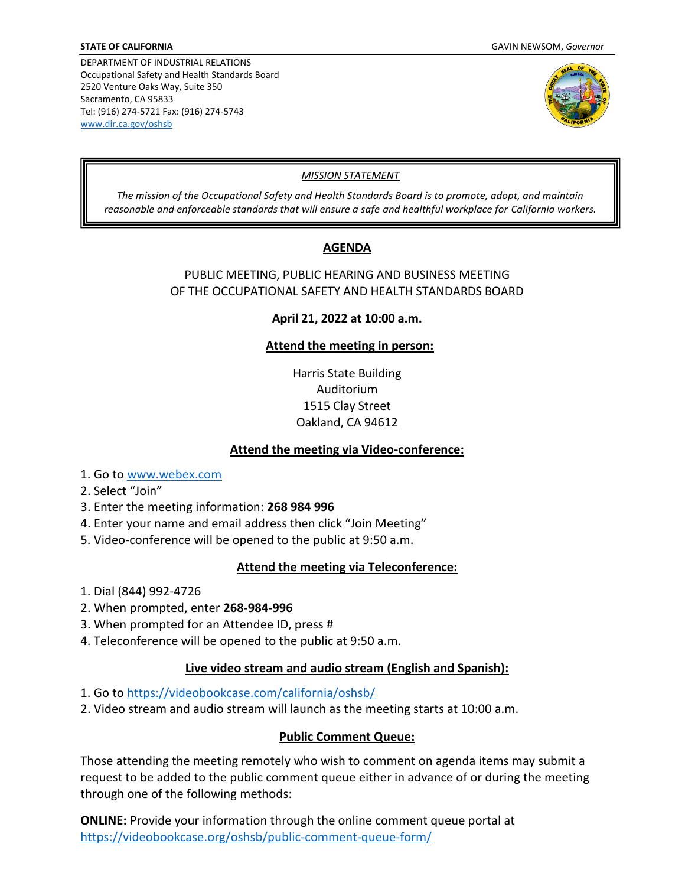**STATE OF CALIFORNIA** GAVIN NEWSOM, *Governor*

DEPARTMENT OF INDUSTRIAL RELATIONS
Occupational Safety and Health Standards Board
2520 Venture Oaks Way, Suite 350
Sacramento, CA 95833
Tel: (916) 274-5721 Fax: (916) 274-5743
[www.dir.ca.gov/oshsb](www.dir.ca.gov/oshsb)

*MISSION STATEMENT*

*The mission of the Occupational Safety and Health Standards Board is to promote, adopt, and maintain reasonable and enforceable standards that will ensure a safe and healthful workplace for California workers.*

# AGENDA

## PUBLIC MEETING, PUBLIC HEARING AND BUSINESS MEETING OF THE OCCUPATIONAL SAFETY AND HEALTH STANDARDS BOARD

**April 21, 2022 at 10:00 a.m.**

### Attend the meeting in person:

Harris State Building
Auditorium
1515 Clay Street
Oakland, CA 94612

### Attend the meeting via Video-conference:

1. Go to [www.webex.com](www.webex.com)
2. Select "Join"
3. Enter the meeting information: **268 984 996**
4. Enter your name and email address then click "Join Meeting"
5. Video-conference will be opened to the public at 9:50 a.m.

### Attend the meeting via Teleconference:

1. Dial (844) 992-4726
2. When prompted, enter **268-984-996**
3. When prompted for an Attendee ID, press #
4. Teleconference will be opened to the public at 9:50 a.m.

### Live video stream and audio stream (English and Spanish):

1. Go to [https://videobookcase.com/california/oshsb/](https://videobookcase.com/california/oshsb/)
2. Video stream and audio stream will launch as the meeting starts at 10:00 a.m.

### Public Comment Queue:

Those attending the meeting remotely who wish to comment on agenda items may submit a request to be added to the public comment queue either in advance of or during the meeting through one of the following methods:

**ONLINE:** Provide your information through the online comment queue portal at [https://videobookcase.org/oshsb/public-comment-queue-form/](https://videobookcase.org/oshsb/public-comment-queue-form/)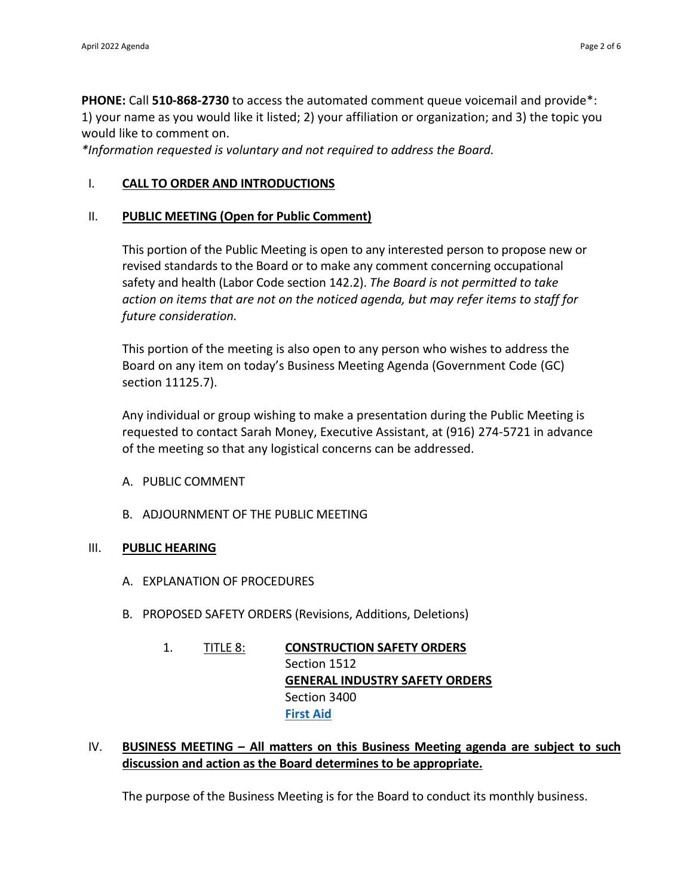**PHONE:** Call **510-868-2730** to access the automated comment queue voicemail and provide*: 1) your name as you would like it listed; 2) your affiliation or organization; and 3) the topic you would like to comment on.

*\*Information requested is voluntary and not required to address the Board.*

## I. CALL TO ORDER AND INTRODUCTIONS

## II. PUBLIC MEETING (Open for Public Comment)

This portion of the Public Meeting is open to any interested person to propose new or revised standards to the Board or to make any comment concerning occupational safety and health (Labor Code section 142.2). *The Board is not permitted to take action on items that are not on the noticed agenda, but may refer items to staff for future consideration.*

This portion of the meeting is also open to any person who wishes to address the Board on any item on today's Business Meeting Agenda (Government Code (GC) section 11125.7).

Any individual or group wishing to make a presentation during the Public Meeting is requested to contact Sarah Money, Executive Assistant, at (916) 274-5721 in advance of the meeting so that any logistical concerns can be addressed.

A. PUBLIC COMMENT

B. ADJOURNMENT OF THE PUBLIC MEETING

## III. PUBLIC HEARING

A. EXPLANATION OF PROCEDURES

B. PROPOSED SAFETY ORDERS (Revisions, Additions, Deletions)

1. TITLE 8: **CONSTRUCTION SAFETY ORDERS**
   Section 1512
   **GENERAL INDUSTRY SAFETY ORDERS**
   Section 3400
   **First Aid**

## IV. BUSINESS MEETING – All matters on this Business Meeting agenda are subject to such discussion and action as the Board determines to be appropriate.

The purpose of the Business Meeting is for the Board to conduct its monthly business.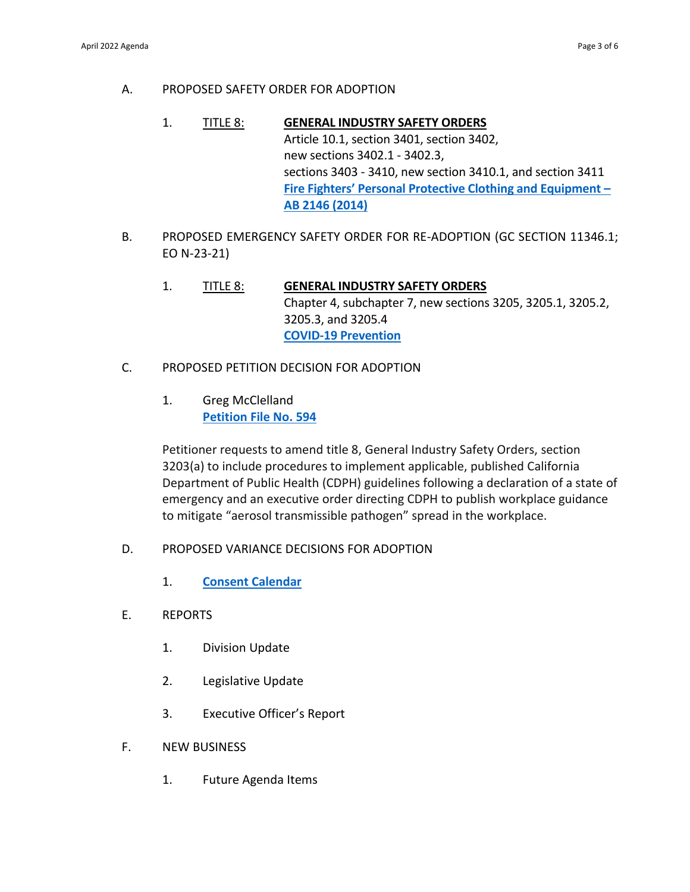A. PROPOSED SAFETY ORDER FOR ADOPTION

1. TITLE 8: **GENERAL INDUSTRY SAFETY ORDERS**
   Article 10.1, section 3401, section 3402,
   new sections 3402.1 - 3402.3,
   sections 3403 - 3410, new section 3410.1, and section 3411
   **Fire Fighters' Personal Protective Clothing and Equipment – AB 2146 (2014)**

B. PROPOSED EMERGENCY SAFETY ORDER FOR RE-ADOPTION (GC SECTION 11346.1; EO N-23-21)

1. TITLE 8: **GENERAL INDUSTRY SAFETY ORDERS**
   Chapter 4, subchapter 7, new sections 3205, 3205.1, 3205.2, 3205.3, and 3205.4
   **COVID-19 Prevention**

C. PROPOSED PETITION DECISION FOR ADOPTION

1. Greg McClelland
   **Petition File No. 594**

   Petitioner requests to amend title 8, General Industry Safety Orders, section 3203(a) to include procedures to implement applicable, published California Department of Public Health (CDPH) guidelines following a declaration of a state of emergency and an executive order directing CDPH to publish workplace guidance to mitigate "aerosol transmissible pathogen" spread in the workplace.

D. PROPOSED VARIANCE DECISIONS FOR ADOPTION

1. **Consent Calendar**

E. REPORTS

1. Division Update
2. Legislative Update
3. Executive Officer's Report

F. NEW BUSINESS

1. Future Agenda Items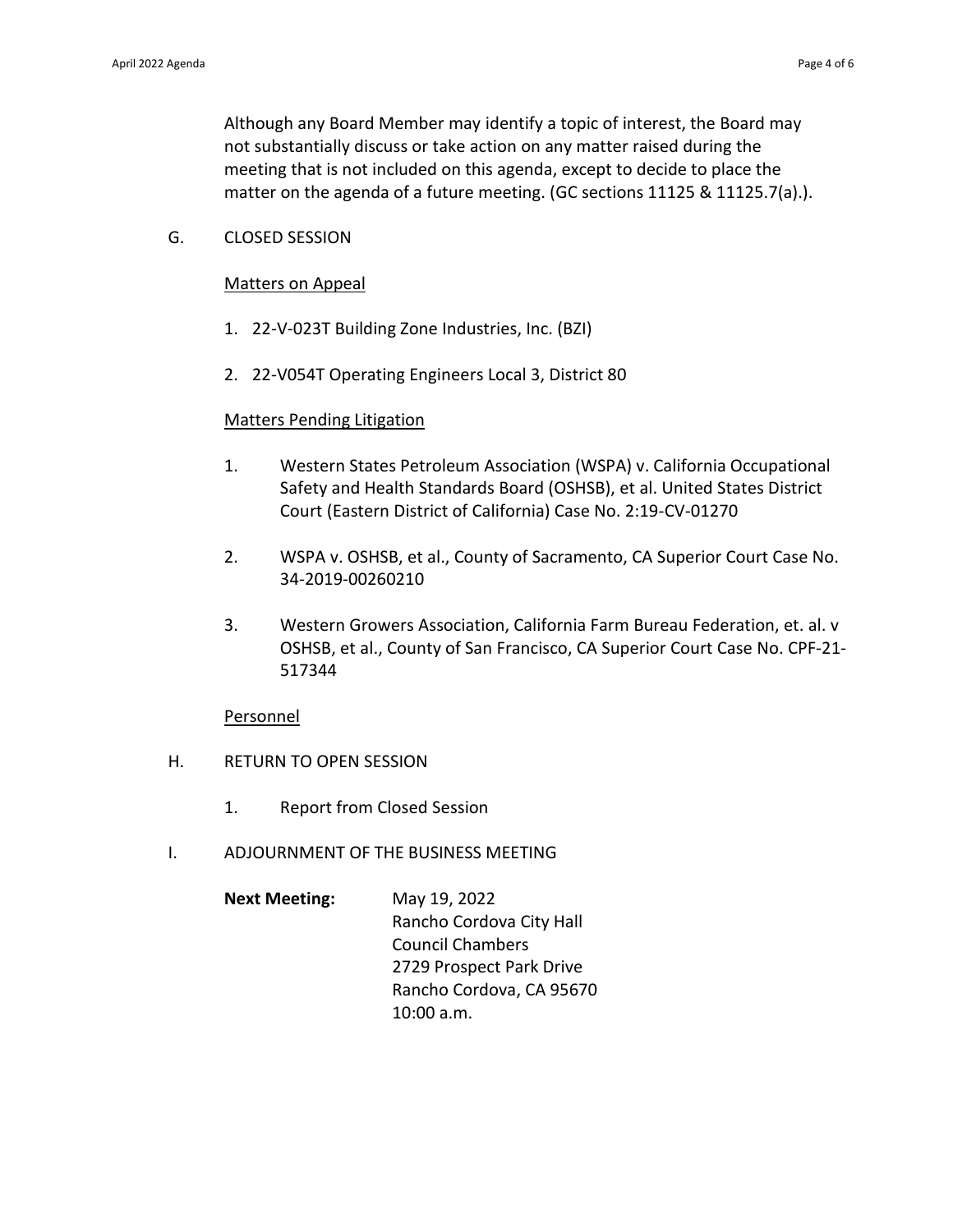Although any Board Member may identify a topic of interest, the Board may not substantially discuss or take action on any matter raised during the meeting that is not included on this agenda, except to decide to place the matter on the agenda of a future meeting. (GC sections 11125 & 11125.7(a).).

G. CLOSED SESSION

<u>Matters on Appeal</u>

1. 22-V-023T Building Zone Industries, Inc. (BZI)

2. 22-V054T Operating Engineers Local 3, District 80

<u>Matters Pending Litigation</u>

1. Western States Petroleum Association (WSPA) v. California Occupational Safety and Health Standards Board (OSHSB), et al. United States District Court (Eastern District of California) Case No. 2:19-CV-01270

2. WSPA v. OSHSB, et al., County of Sacramento, CA Superior Court Case No. 34-2019-00260210

3. Western Growers Association, California Farm Bureau Federation, et. al. v OSHSB, et al., County of San Francisco, CA Superior Court Case No. CPF-21-517344

<u>Personnel</u>

H. RETURN TO OPEN SESSION

1. Report from Closed Session

I. ADJOURNMENT OF THE BUSINESS MEETING

**Next Meeting:** May 19, 2022
Rancho Cordova City Hall
Council Chambers
2729 Prospect Park Drive
Rancho Cordova, CA 95670
10:00 a.m.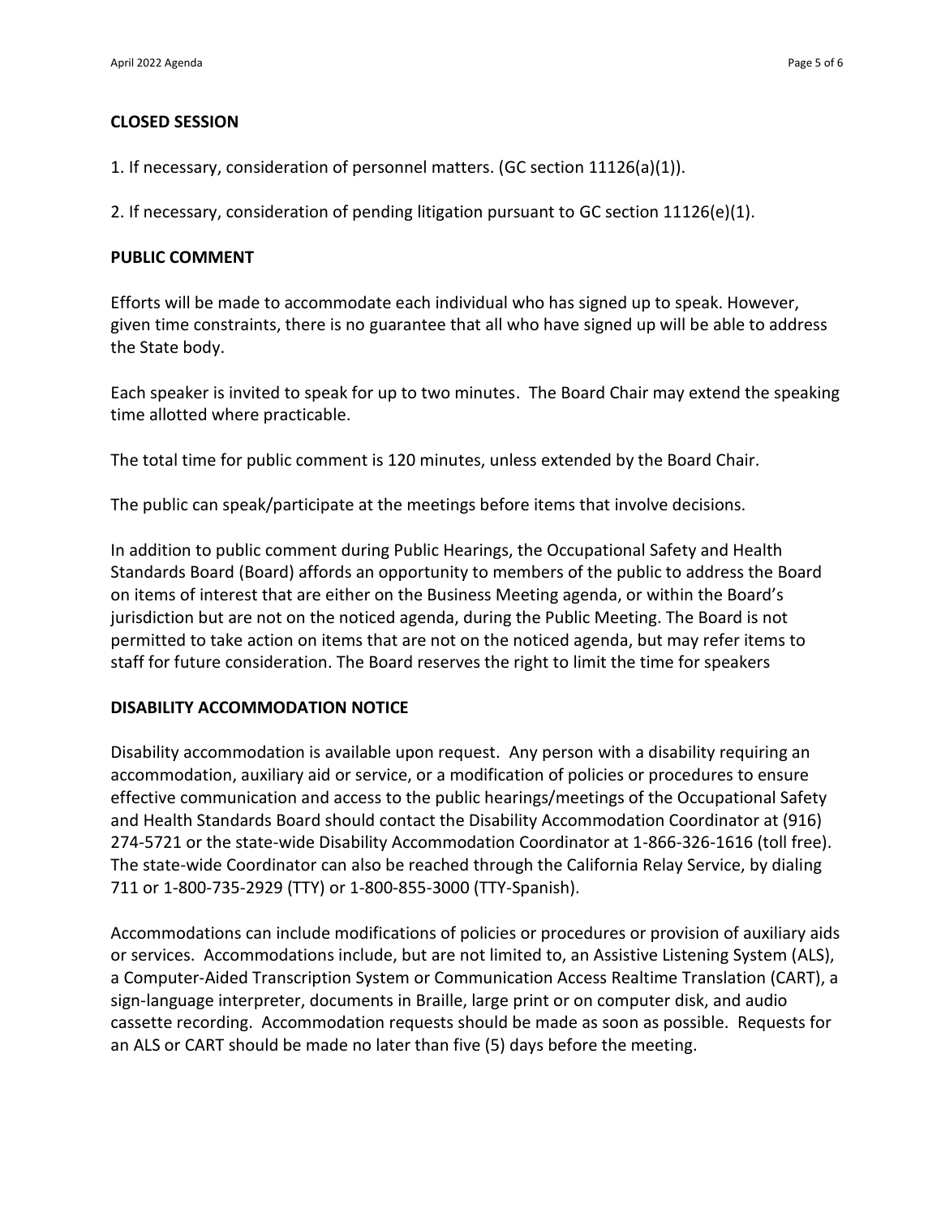## CLOSED SESSION

1. If necessary, consideration of personnel matters. (GC section 11126(a)(1)).

2. If necessary, consideration of pending litigation pursuant to GC section 11126(e)(1).

## PUBLIC COMMENT

Efforts will be made to accommodate each individual who has signed up to speak. However, given time constraints, there is no guarantee that all who have signed up will be able to address the State body.

Each speaker is invited to speak for up to two minutes. The Board Chair may extend the speaking time allotted where practicable.

The total time for public comment is 120 minutes, unless extended by the Board Chair.

The public can speak/participate at the meetings before items that involve decisions.

In addition to public comment during Public Hearings, the Occupational Safety and Health Standards Board (Board) affords an opportunity to members of the public to address the Board on items of interest that are either on the Business Meeting agenda, or within the Board's jurisdiction but are not on the noticed agenda, during the Public Meeting. The Board is not permitted to take action on items that are not on the noticed agenda, but may refer items to staff for future consideration. The Board reserves the right to limit the time for speakers

## DISABILITY ACCOMMODATION NOTICE

Disability accommodation is available upon request. Any person with a disability requiring an accommodation, auxiliary aid or service, or a modification of policies or procedures to ensure effective communication and access to the public hearings/meetings of the Occupational Safety and Health Standards Board should contact the Disability Accommodation Coordinator at (916) 274-5721 or the state-wide Disability Accommodation Coordinator at 1-866-326-1616 (toll free). The state-wide Coordinator can also be reached through the California Relay Service, by dialing 711 or 1-800-735-2929 (TTY) or 1-800-855-3000 (TTY-Spanish).

Accommodations can include modifications of policies or procedures or provision of auxiliary aids or services. Accommodations include, but are not limited to, an Assistive Listening System (ALS), a Computer-Aided Transcription System or Communication Access Realtime Translation (CART), a sign-language interpreter, documents in Braille, large print or on computer disk, and audio cassette recording. Accommodation requests should be made as soon as possible. Requests for an ALS or CART should be made no later than five (5) days before the meeting.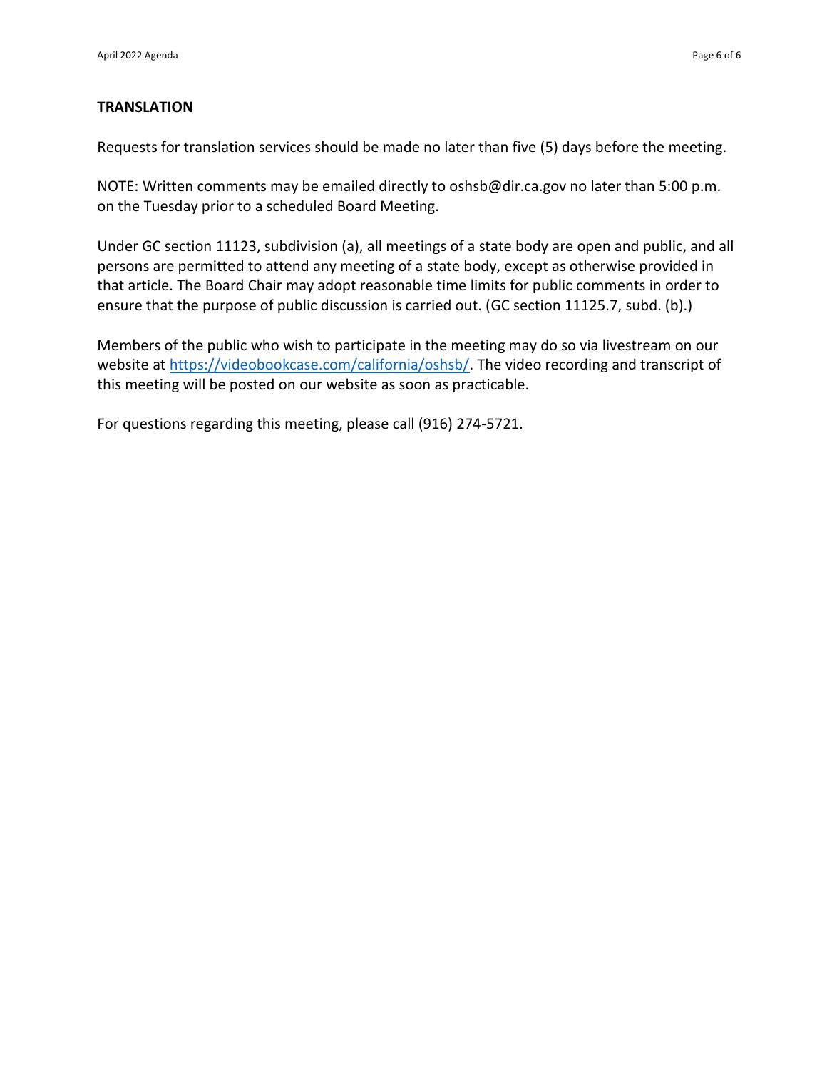**TRANSLATION**

Requests for translation services should be made no later than five (5) days before the meeting.

NOTE: Written comments may be emailed directly to oshsb@dir.ca.gov no later than 5:00 p.m. on the Tuesday prior to a scheduled Board Meeting.

Under GC section 11123, subdivision (a), all meetings of a state body are open and public, and all persons are permitted to attend any meeting of a state body, except as otherwise provided in that article. The Board Chair may adopt reasonable time limits for public comments in order to ensure that the purpose of public discussion is carried out. (GC section 11125.7, subd. (b).)

Members of the public who wish to participate in the meeting may do so via livestream on our website at https://videobookcase.com/california/oshsb/. The video recording and transcript of this meeting will be posted on our website as soon as practicable.

For questions regarding this meeting, please call (916) 274-5721.